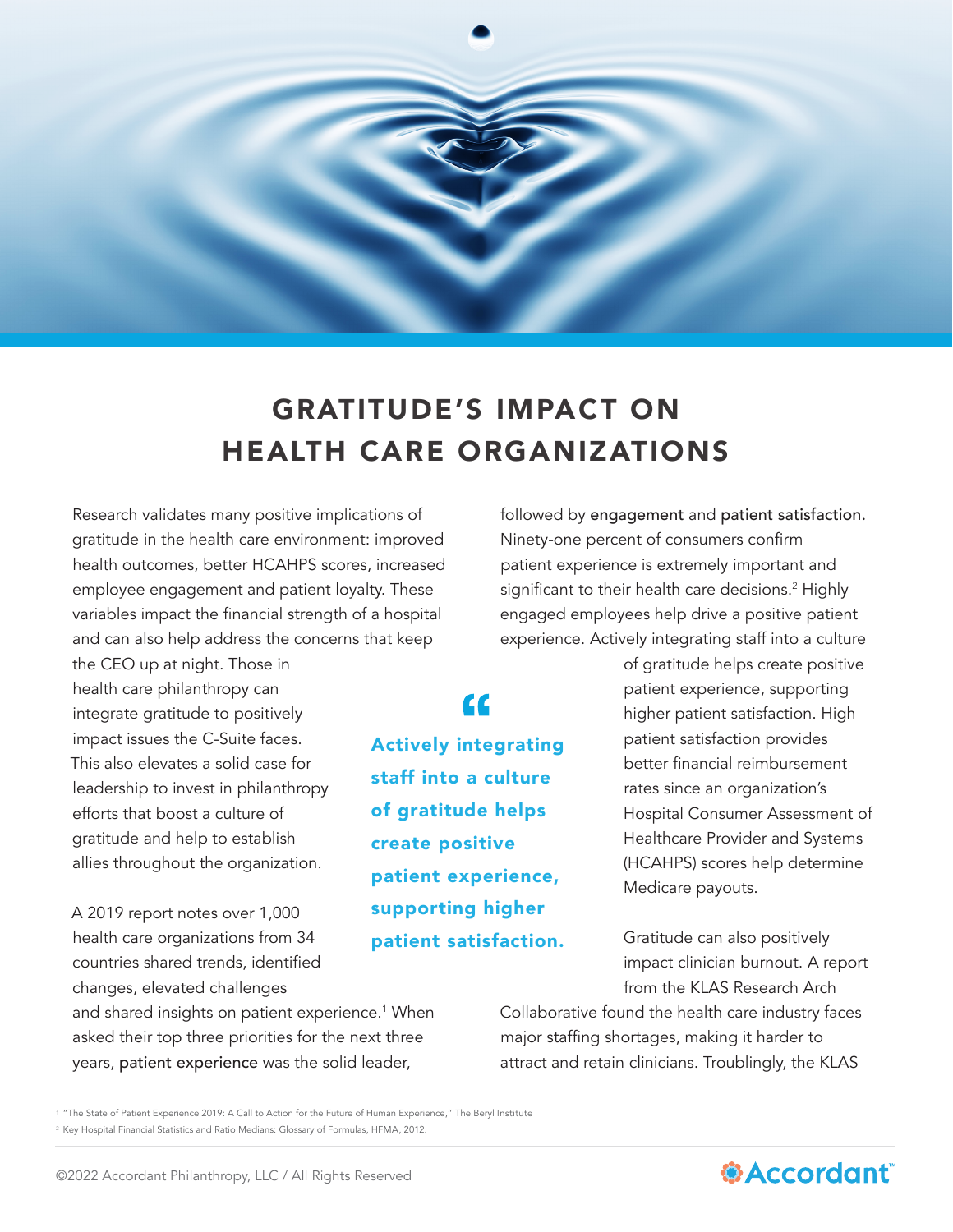# GRATITUDE'S IMPACT ON HEALTH CARE ORGANIZATIONS

Research validates many positive implications of gratitude in the health care environment: improved health outcomes, better HCAHPS scores, increased employee engagement and patient loyalty. These variables impact the financial strength of a hospital and can also help address the concerns that keep the CEO up at night. Those in health care philanthropy can integrate gratitude to positively impact issues the C-Suite faces. This also elevates a solid case for leadership to invest in philanthropy efforts that boost a culture of gratitude and help to establish allies throughout the organization.

A 2019 report notes over 1,000 health care organizations from 34 countries shared trends, identified changes, elevated challenges and shared insights on patient experience.[1] When asked their top three priorities for the next three years, **patient experience** was the solid leader, followed by **engagement** and **patient satisfaction.** Ninety-one percent of consumers confirm patient experience is extremely important and significant to their health care decisions.[2] Highly engaged employees help drive a positive patient experience. Actively integrating staff into a culture of gratitude helps create positive patient experience, supporting higher patient satisfaction. High patient satisfaction provides better financial reimbursement rates since an organization's Hospital Consumer Assessment of Healthcare Provider and Systems (HCAHPS) scores help determine Medicare payouts.

> "Actively integrating staff into a culture of gratitude helps create positive patient experience, supporting higher patient satisfaction.

Gratitude can also positively impact clinician burnout. A report from the KLAS Research Arch Collaborative found the health care industry faces major staffing shortages, making it harder to attract and retain clinicians. Troublingly, the KLAS

[1] "The State of Patient Experience 2019: A Call to Action for the Future of Human Experience," The Beryl Institute

[2] Key Hospital Financial Statistics and Ratio Medians: Glossary of Formulas, HFMA, 2012.

©2022 Accordant Philanthropy, LLC / All Rights Reserved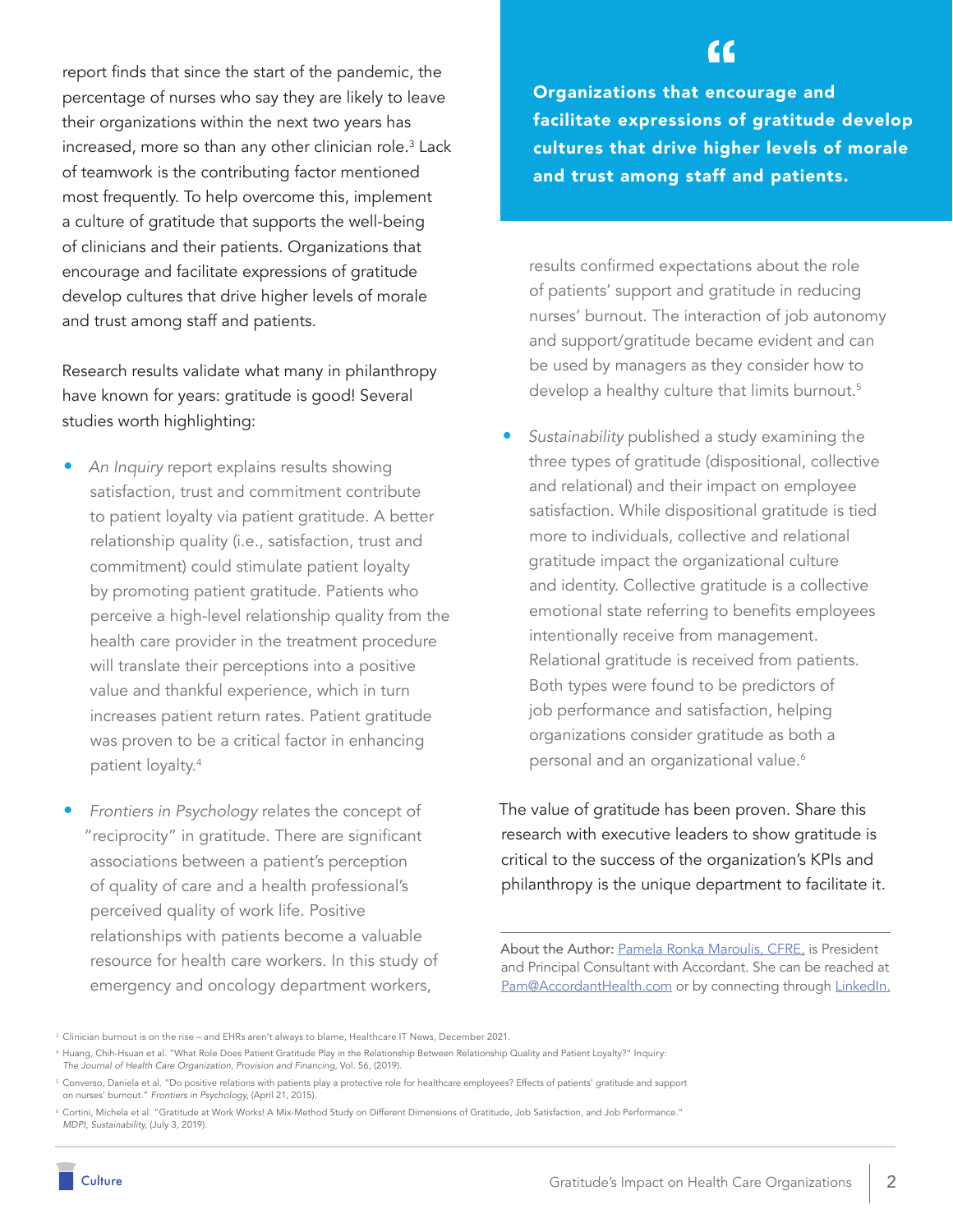report finds that since the start of the pandemic, the percentage of nurses who say they are likely to leave their organizations within the next two years has increased, more so than any other clinician role.[3] Lack of teamwork is the contributing factor mentioned most frequently. To help overcome this, implement a culture of gratitude that supports the well-being of clinicians and their patients. Organizations that encourage and facilitate expressions of gratitude develop cultures that drive higher levels of morale and trust among staff and patients.

Research results validate what many in philanthropy have known for years: gratitude is good! Several studies worth highlighting:

- *An Inquiry* report explains results showing satisfaction, trust and commitment contribute to patient loyalty via patient gratitude. A better relationship quality (i.e., satisfaction, trust and commitment) could stimulate patient loyalty by promoting patient gratitude. Patients who perceive a high-level relationship quality from the health care provider in the treatment procedure will translate their perceptions into a positive value and thankful experience, which in turn increases patient return rates. Patient gratitude was proven to be a critical factor in enhancing patient loyalty.[4]
- *Frontiers in Psychology* relates the concept of "reciprocity" in gratitude. There are significant associations between a patient's perception of quality of care and a health professional's perceived quality of work life. Positive relationships with patients become a valuable resource for health care workers. In this study of emergency and oncology department workers, results confirmed expectations about the role of patients' support and gratitude in reducing nurses' burnout. The interaction of job autonomy and support/gratitude became evident and can be used by managers as they consider how to develop a healthy culture that limits burnout.[5]
- *Sustainability* published a study examining the three types of gratitude (dispositional, collective and relational) and their impact on employee satisfaction. While dispositional gratitude is tied more to individuals, collective and relational gratitude impact the organizational culture and identity. Collective gratitude is a collective emotional state referring to benefits employees intentionally receive from management. Relational gratitude is received from patients. Both types were found to be predictors of job performance and satisfaction, helping organizations consider gratitude as both a personal and an organizational value.[6]

> **Organizations that encourage and facilitate expressions of gratitude develop cultures that drive higher levels of morale and trust among staff and patients.**

The value of gratitude has been proven. Share this research with executive leaders to show gratitude is critical to the success of the organization's KPIs and philanthropy is the unique department to facilitate it.

---

About the Author: Pamela Ronka Maroulis, CFRE, is President and Principal Consultant with Accordant. She can be reached at Pam@AccordantHealth.com or by connecting through LinkedIn.

---

[3] Clinician burnout is on the rise – and EHRs aren't always to blame, Healthcare IT News, December 2021.

[4] Huang, Chih-Hsuan et al. "What Role Does Patient Gratitude Play in the Relationship Between Relationship Quality and Patient Loyalty?" Inquiry: *The Journal of Health Care Organization, Provision and Financing*, Vol. 56, (2019).

[5] Converso, Daniela et al. "Do positive relations with patients play a protective role for healthcare employees? Effects of patients' gratitude and support on nurses' burnout." *Frontiers in Psychology*, (April 21, 2015).

[6] Cortini, Michela et al. "Gratitude at Work Works! A Mix-Method Study on Different Dimensions of Gratitude, Job Satisfaction, and Job Performance." *MDPI, Sustainability*, (July 3, 2019).